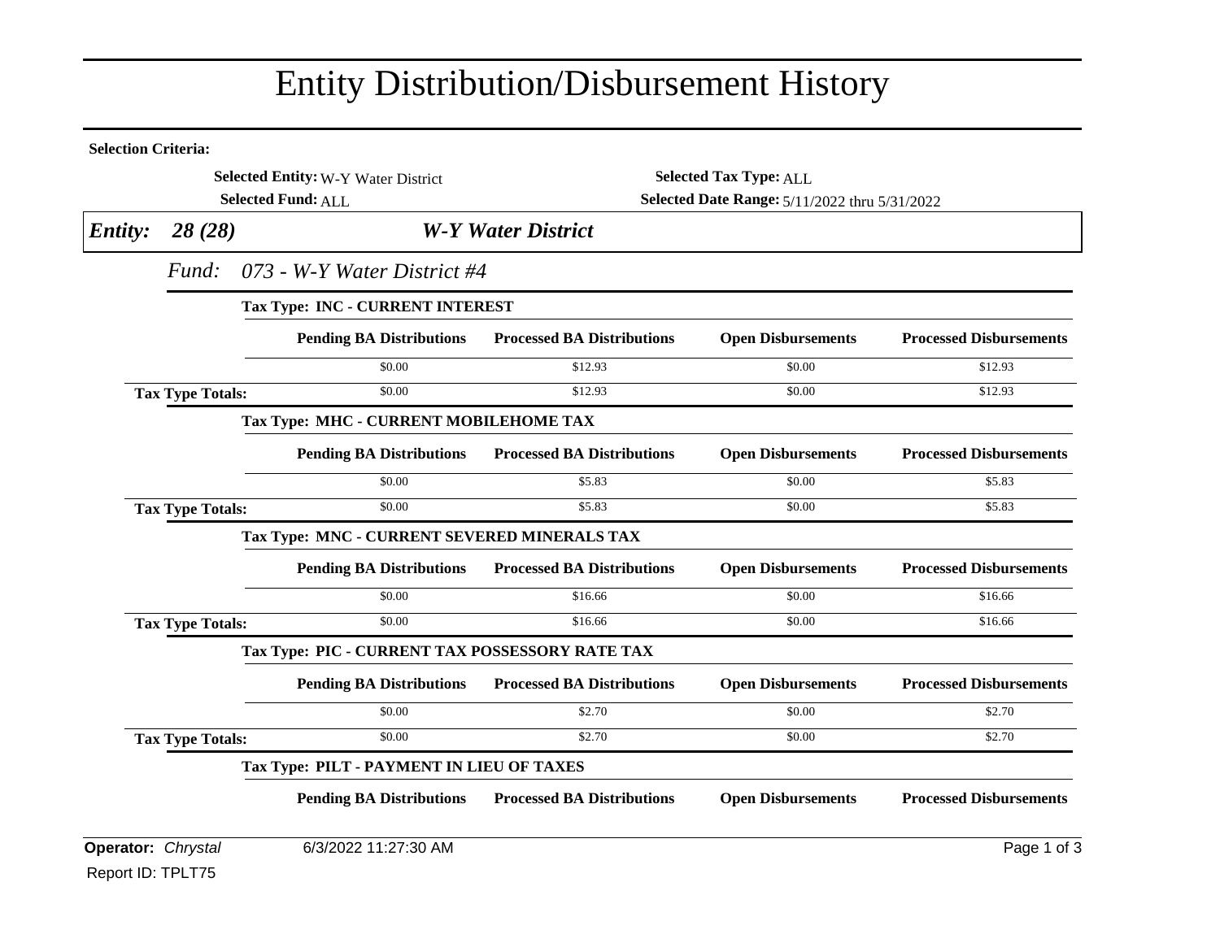# Entity Distribution/Disbursement History

**Selection Criteria:**

**Selected Entity:** W-Y Water District
**Selected Fund:** ALL
**Selected Tax Type:** ALL
**Selected Date Range:** 5/11/2022 thru 5/31/2022

***Entity: 28 (28)*** ***W-Y Water District***

*Fund: 073 - W-Y Water District #4*

**Tax Type: INC - CURRENT INTEREST**

| | Pending BA Distributions | Processed BA Distributions | Open Disbursements | Processed Disbursements |
|---|---|---|---|---|
| | $0.00 | $12.93 | $0.00 | $12.93 |
| **Tax Type Totals:** | $0.00 | $12.93 | $0.00 | $12.93 |

**Tax Type: MHC - CURRENT MOBILEHOME TAX**

| | Pending BA Distributions | Processed BA Distributions | Open Disbursements | Processed Disbursements |
|---|---|---|---|---|
| | $0.00 | $5.83 | $0.00 | $5.83 |
| **Tax Type Totals:** | $0.00 | $5.83 | $0.00 | $5.83 |

**Tax Type: MNC - CURRENT SEVERED MINERALS TAX**

| | Pending BA Distributions | Processed BA Distributions | Open Disbursements | Processed Disbursements |
|---|---|---|---|---|
| | $0.00 | $16.66 | $0.00 | $16.66 |
| **Tax Type Totals:** | $0.00 | $16.66 | $0.00 | $16.66 |

**Tax Type: PIC - CURRENT TAX POSSESSORY RATE TAX**

| | Pending BA Distributions | Processed BA Distributions | Open Disbursements | Processed Disbursements |
|---|---|---|---|---|
| | $0.00 | $2.70 | $0.00 | $2.70 |
| **Tax Type Totals:** | $0.00 | $2.70 | $0.00 | $2.70 |

**Tax Type: PILT - PAYMENT IN LIEU OF TAXES**

| Pending BA Distributions | Processed BA Distributions | Open Disbursements | Processed Disbursements |
|---|---|---|---|

**Operator:** *Chrystal* 6/3/2022 11:27:30 AM

Report ID: TPLT75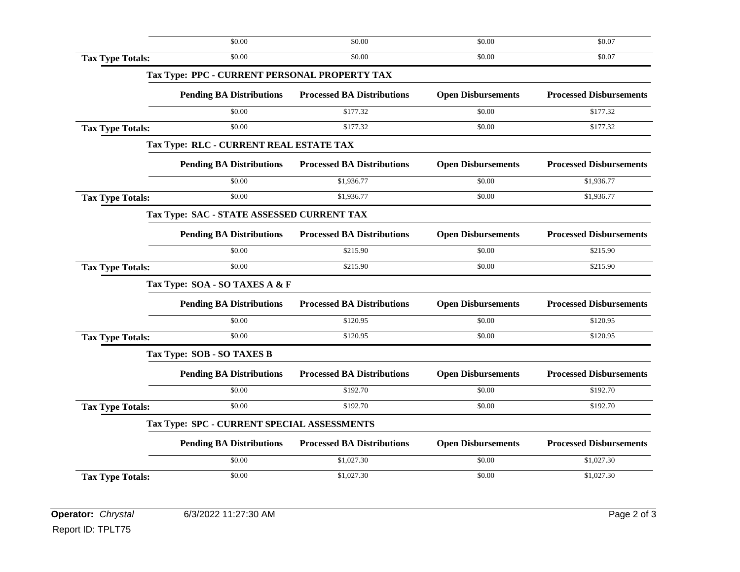| | | | | |
|---|---|---|---|---|
| | $0.00 | $0.00 | $0.00 | $0.07 |
| **Tax Type Totals:** | $0.00 | $0.00 | $0.00 | $0.07 |

**Tax Type: PPC - CURRENT PERSONAL PROPERTY TAX**

| | Pending BA Distributions | Processed BA Distributions | Open Disbursements | Processed Disbursements |
|---|---|---|---|---|
| | $0.00 | $177.32 | $0.00 | $177.32 |
| **Tax Type Totals:** | $0.00 | $177.32 | $0.00 | $177.32 |

**Tax Type: RLC - CURRENT REAL ESTATE TAX**

| | Pending BA Distributions | Processed BA Distributions | Open Disbursements | Processed Disbursements |
|---|---|---|---|---|
| | $0.00 | $1,936.77 | $0.00 | $1,936.77 |
| **Tax Type Totals:** | $0.00 | $1,936.77 | $0.00 | $1,936.77 |

**Tax Type: SAC - STATE ASSESSED CURRENT TAX**

| | Pending BA Distributions | Processed BA Distributions | Open Disbursements | Processed Disbursements |
|---|---|---|---|---|
| | $0.00 | $215.90 | $0.00 | $215.90 |
| **Tax Type Totals:** | $0.00 | $215.90 | $0.00 | $215.90 |

**Tax Type: SOA - SO TAXES A & F**

| | Pending BA Distributions | Processed BA Distributions | Open Disbursements | Processed Disbursements |
|---|---|---|---|---|
| | $0.00 | $120.95 | $0.00 | $120.95 |
| **Tax Type Totals:** | $0.00 | $120.95 | $0.00 | $120.95 |

**Tax Type: SOB - SO TAXES B**

| | Pending BA Distributions | Processed BA Distributions | Open Disbursements | Processed Disbursements |
|---|---|---|---|---|
| | $0.00 | $192.70 | $0.00 | $192.70 |
| **Tax Type Totals:** | $0.00 | $192.70 | $0.00 | $192.70 |

**Tax Type: SPC - CURRENT SPECIAL ASSESSMENTS**

| | Pending BA Distributions | Processed BA Distributions | Open Disbursements | Processed Disbursements |
|---|---|---|---|---|
| | $0.00 | $1,027.30 | $0.00 | $1,027.30 |
| **Tax Type Totals:** | $0.00 | $1,027.30 | $0.00 | $1,027.30 |

**Operator:** *Chrystal* 6/3/2022 11:27:30 AM

Report ID: TPLT75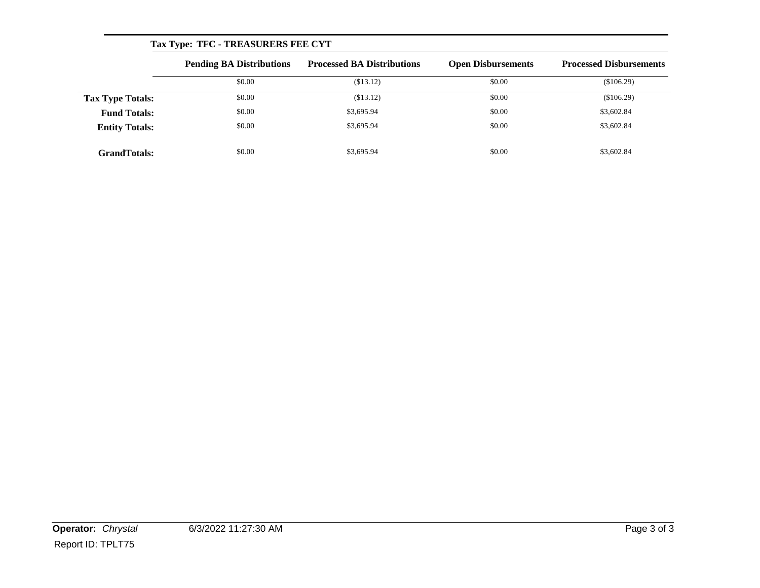**Tax Type: TFC - TREASURERS FEE CYT**

| | Pending BA Distributions | Processed BA Distributions | Open Disbursements | Processed Disbursements |
|---|---|---|---|---|
| | $0.00 | ($13.12) | $0.00 | ($106.29) |
| **Tax Type Totals:** | $0.00 | ($13.12) | $0.00 | ($106.29) |
| **Fund Totals:** | $0.00 | $3,695.94 | $0.00 | $3,602.84 |
| **Entity Totals:** | $0.00 | $3,695.94 | $0.00 | $3,602.84 |
| **GrandTotals:** | $0.00 | $3,695.94 | $0.00 | $3,602.84 |

**Operator:** *Chrystal* 6/3/2022 11:27:30 AM

Report ID: TPLT75